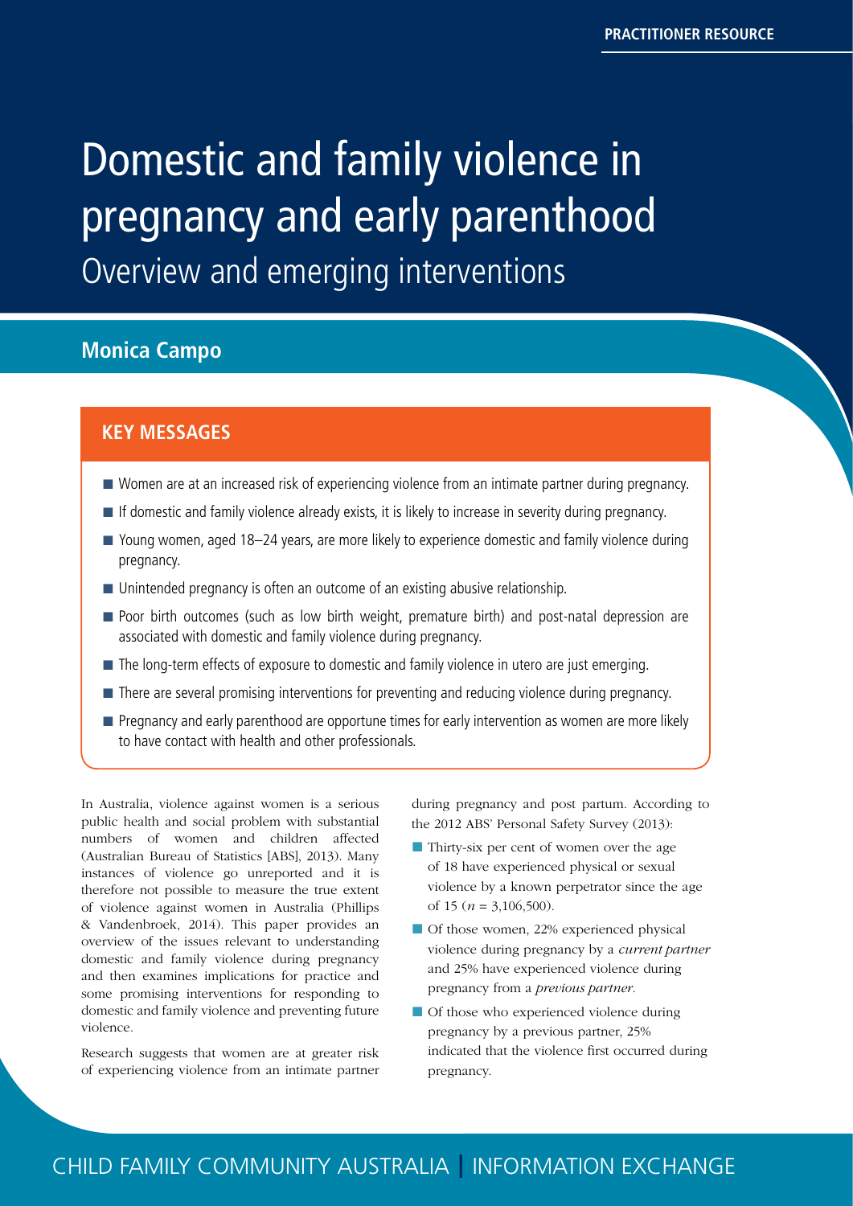PRACTITIONER RESOURCE

# Domestic and family violence in pregnancy and early parenthood

## Overview and emerging interventions

**Monica Campo**

### KEY MESSAGES

- Women are at an increased risk of experiencing violence from an intimate partner during pregnancy.
- If domestic and family violence already exists, it is likely to increase in severity during pregnancy.
- Young women, aged 18–24 years, are more likely to experience domestic and family violence during pregnancy.
- Unintended pregnancy is often an outcome of an existing abusive relationship.
- Poor birth outcomes (such as low birth weight, premature birth) and post-natal depression are associated with domestic and family violence during pregnancy.
- The long-term effects of exposure to domestic and family violence in utero are just emerging.
- There are several promising interventions for preventing and reducing violence during pregnancy.
- Pregnancy and early parenthood are opportune times for early intervention as women are more likely to have contact with health and other professionals.

In Australia, violence against women is a serious public health and social problem with substantial numbers of women and children affected (Australian Bureau of Statistics [ABS], 2013). Many instances of violence go unreported and it is therefore not possible to measure the true extent of violence against women in Australia (Phillips & Vandenbroek, 2014). This paper provides an overview of the issues relevant to understanding domestic and family violence during pregnancy and then examines implications for practice and some promising interventions for responding to domestic and family violence and preventing future violence.

Research suggests that women are at greater risk of experiencing violence from an intimate partner during pregnancy and post partum. According to the 2012 ABS' Personal Safety Survey (2013):

- Thirty-six per cent of women over the age of 18 have experienced physical or sexual violence by a known perpetrator since the age of 15 ($n$ = 3,106,500).
- Of those women, 22% experienced physical violence during pregnancy by a *current partner* and 25% have experienced violence during pregnancy from a *previous partner*.
- Of those who experienced violence during pregnancy by a previous partner, 25% indicated that the violence first occurred during pregnancy.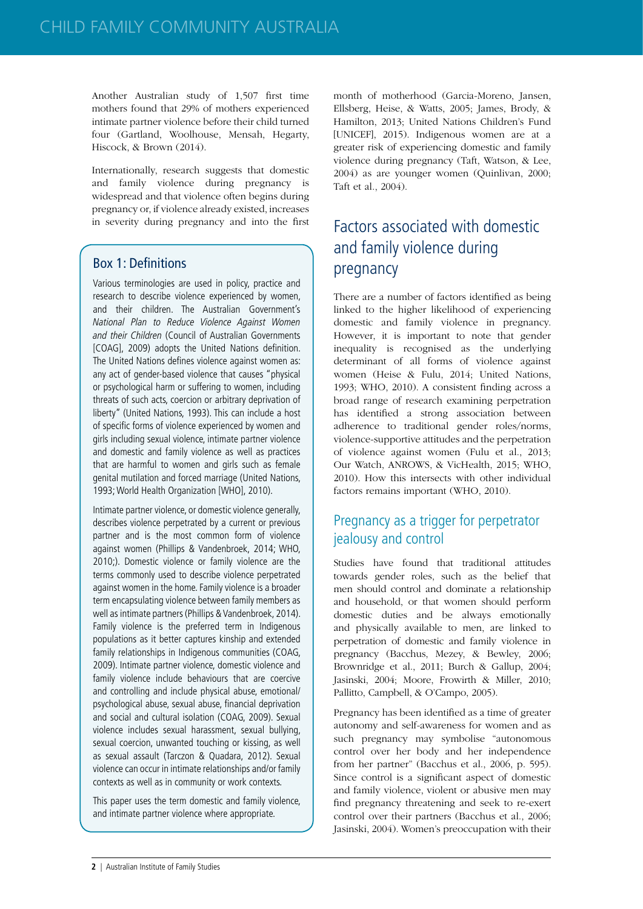Another Australian study of 1,507 first time mothers found that 29% of mothers experienced intimate partner violence before their child turned four (Gartland, Woolhouse, Mensah, Hegarty, Hiscock, & Brown (2014).

Internationally, research suggests that domestic and family violence during pregnancy is widespread and that violence often begins during pregnancy or, if violence already existed, increases in severity during pregnancy and into the first month of motherhood (Garcia-Moreno, Jansen, Ellsberg, Heise, & Watts, 2005; James, Brody, & Hamilton, 2013; United Nations Children's Fund [UNICEF], 2015). Indigenous women are at a greater risk of experiencing domestic and family violence during pregnancy (Taft, Watson, & Lee, 2004) as are younger women (Quinlivan, 2000; Taft et al., 2004).

## Box 1: Definitions

Various terminologies are used in policy, practice and research to describe violence experienced by women, and their children. The Australian Government's *National Plan to Reduce Violence Against Women and their Children* (Council of Australian Governments [COAG], 2009) adopts the United Nations definition. The United Nations defines violence against women as: any act of gender-based violence that causes "physical or psychological harm or suffering to women, including threats of such acts, coercion or arbitrary deprivation of liberty" (United Nations, 1993). This can include a host of specific forms of violence experienced by women and girls including sexual violence, intimate partner violence and domestic and family violence as well as practices that are harmful to women and girls such as female genital mutilation and forced marriage (United Nations, 1993; World Health Organization [WHO], 2010).

Intimate partner violence, or domestic violence generally, describes violence perpetrated by a current or previous partner and is the most common form of violence against women (Phillips & Vandenbroek, 2014; WHO, 2010;). Domestic violence or family violence are the terms commonly used to describe violence perpetrated against women in the home. Family violence is a broader term encapsulating violence between family members as well as intimate partners (Phillips & Vandenbroek, 2014). Family violence is the preferred term in Indigenous populations as it better captures kinship and extended family relationships in Indigenous communities (COAG, 2009). Intimate partner violence, domestic violence and family violence include behaviours that are coercive and controlling and include physical abuse, emotional/psychological abuse, sexual abuse, financial deprivation and social and cultural isolation (COAG, 2009). Sexual violence includes sexual harassment, sexual bullying, sexual coercion, unwanted touching or kissing, as well as sexual assault (Tarczon & Quadara, 2012). Sexual violence can occur in intimate relationships and/or family contexts as well as in community or work contexts.

This paper uses the term domestic and family violence, and intimate partner violence where appropriate.

## Factors associated with domestic and family violence during pregnancy

There are a number of factors identified as being linked to the higher likelihood of experiencing domestic and family violence in pregnancy. However, it is important to note that gender inequality is recognised as the underlying determinant of all forms of violence against women (Heise & Fulu, 2014; United Nations, 1993; WHO, 2010). A consistent finding across a broad range of research examining perpetration has identified a strong association between adherence to traditional gender roles/norms, violence-supportive attitudes and the perpetration of violence against women (Fulu et al., 2013; Our Watch, ANROWS, & VicHealth, 2015; WHO, 2010). How this intersects with other individual factors remains important (WHO, 2010).

### Pregnancy as a trigger for perpetrator jealousy and control

Studies have found that traditional attitudes towards gender roles, such as the belief that men should control and dominate a relationship and household, or that women should perform domestic duties and be always emotionally and physically available to men, are linked to perpetration of domestic and family violence in pregnancy (Bacchus, Mezey, & Bewley, 2006; Brownridge et al., 2011; Burch & Gallup, 2004; Jasinski, 2004; Moore, Frowirth & Miller, 2010; Pallitto, Campbell, & O'Campo, 2005).

Pregnancy has been identified as a time of greater autonomy and self-awareness for women and as such pregnancy may symbolise "autonomous control over her body and her independence from her partner" (Bacchus et al., 2006, p. 595). Since control is a significant aspect of domestic and family violence, violent or abusive men may find pregnancy threatening and seek to re-exert control over their partners (Bacchus et al., 2006; Jasinski, 2004). Women's preoccupation with their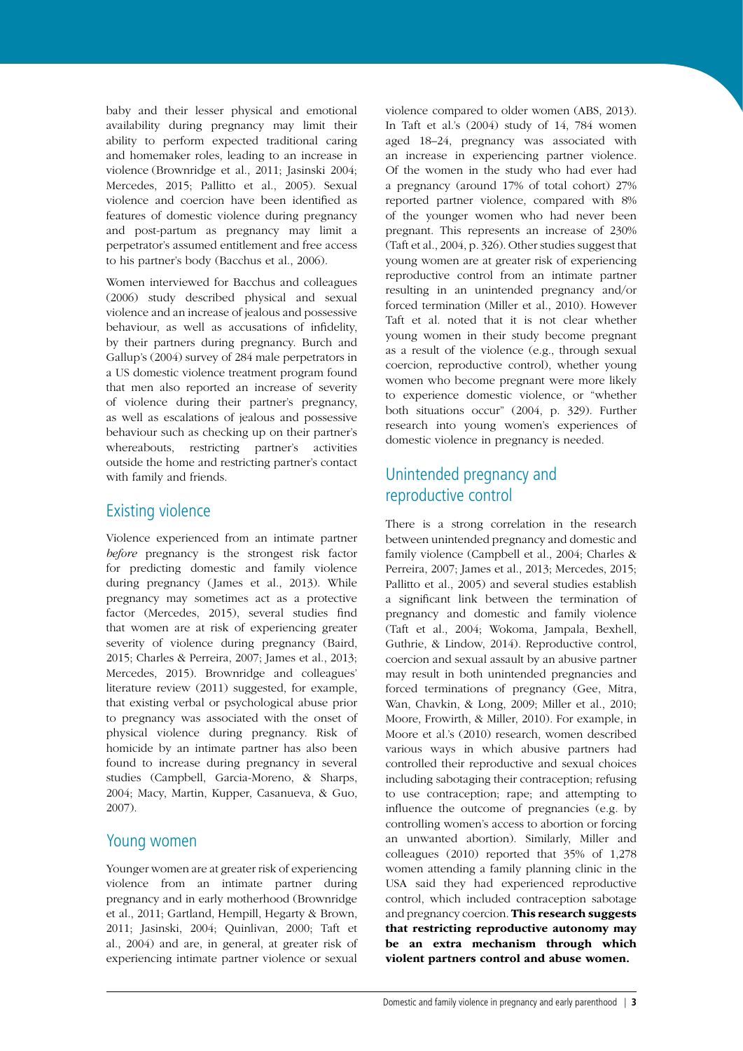baby and their lesser physical and emotional availability during pregnancy may limit their ability to perform expected traditional caring and homemaker roles, leading to an increase in violence (Brownridge et al., 2011; Jasinski 2004; Mercedes, 2015; Pallitto et al., 2005). Sexual violence and coercion have been identified as features of domestic violence during pregnancy and post-partum as pregnancy may limit a perpetrator's assumed entitlement and free access to his partner's body (Bacchus et al., 2006).

Women interviewed for Bacchus and colleagues (2006) study described physical and sexual violence and an increase of jealous and possessive behaviour, as well as accusations of infidelity, by their partners during pregnancy. Burch and Gallup's (2004) survey of 284 male perpetrators in a US domestic violence treatment program found that men also reported an increase of severity of violence during their partner's pregnancy, as well as escalations of jealous and possessive behaviour such as checking up on their partner's whereabouts, restricting partner's activities outside the home and restricting partner's contact with family and friends.

## Existing violence

Violence experienced from an intimate partner *before* pregnancy is the strongest risk factor for predicting domestic and family violence during pregnancy (James et al., 2013). While pregnancy may sometimes act as a protective factor (Mercedes, 2015), several studies find that women are at risk of experiencing greater severity of violence during pregnancy (Baird, 2015; Charles & Perreira, 2007; James et al., 2013; Mercedes, 2015). Brownridge and colleagues' literature review (2011) suggested, for example, that existing verbal or psychological abuse prior to pregnancy was associated with the onset of physical violence during pregnancy. Risk of homicide by an intimate partner has also been found to increase during pregnancy in several studies (Campbell, Garcia-Moreno, & Sharps, 2004; Macy, Martin, Kupper, Casanueva, & Guo, 2007).

## Young women

Younger women are at greater risk of experiencing violence from an intimate partner during pregnancy and in early motherhood (Brownridge et al., 2011; Gartland, Hempill, Hegarty & Brown, 2011; Jasinski, 2004; Quinlivan, 2000; Taft et al., 2004) and are, in general, at greater risk of experiencing intimate partner violence or sexual violence compared to older women (ABS, 2013). In Taft et al.'s (2004) study of 14, 784 women aged 18–24, pregnancy was associated with an increase in experiencing partner violence. Of the women in the study who had ever had a pregnancy (around 17% of total cohort) 27% reported partner violence, compared with 8% of the younger women who had never been pregnant. This represents an increase of 230% (Taft et al., 2004, p. 326). Other studies suggest that young women are at greater risk of experiencing reproductive control from an intimate partner resulting in an unintended pregnancy and/or forced termination (Miller et al., 2010). However Taft et al. noted that it is not clear whether young women in their study become pregnant as a result of the violence (e.g., through sexual coercion, reproductive control), whether young women who become pregnant were more likely to experience domestic violence, or "whether both situations occur" (2004, p. 329). Further research into young women's experiences of domestic violence in pregnancy is needed.

## Unintended pregnancy and reproductive control

There is a strong correlation in the research between unintended pregnancy and domestic and family violence (Campbell et al., 2004; Charles & Perreira, 2007; James et al., 2013; Mercedes, 2015; Pallitto et al., 2005) and several studies establish a significant link between the termination of pregnancy and domestic and family violence (Taft et al., 2004; Wokoma, Jampala, Bexhell, Guthrie, & Lindow, 2014). Reproductive control, coercion and sexual assault by an abusive partner may result in both unintended pregnancies and forced terminations of pregnancy (Gee, Mitra, Wan, Chavkin, & Long, 2009; Miller et al., 2010; Moore, Frowirth, & Miller, 2010). For example, in Moore et al.'s (2010) research, women described various ways in which abusive partners had controlled their reproductive and sexual choices including sabotaging their contraception; refusing to use contraception; rape; and attempting to influence the outcome of pregnancies (e.g. by controlling women's access to abortion or forcing an unwanted abortion). Similarly, Miller and colleagues (2010) reported that 35% of 1,278 women attending a family planning clinic in the USA said they had experienced reproductive control, which included contraception sabotage and pregnancy coercion. **This research suggests that restricting reproductive autonomy may be an extra mechanism through which violent partners control and abuse women.**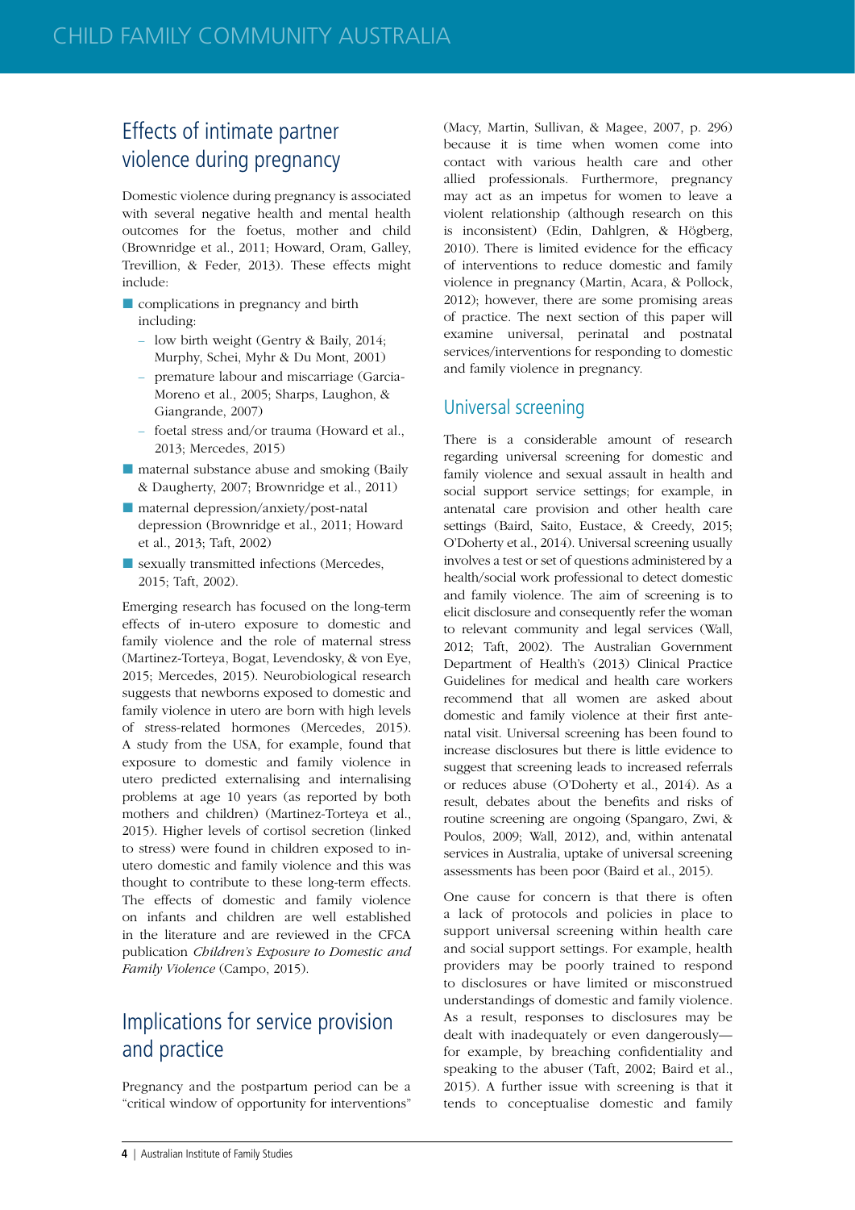## Effects of intimate partner violence during pregnancy

Domestic violence during pregnancy is associated with several negative health and mental health outcomes for the foetus, mother and child (Brownridge et al., 2011; Howard, Oram, Galley, Trevillion, & Feder, 2013). These effects might include:

- complications in pregnancy and birth including:
  - low birth weight (Gentry & Baily, 2014; Murphy, Schei, Myhr & Du Mont, 2001)
  - premature labour and miscarriage (Garcia-Moreno et al., 2005; Sharps, Laughon, & Giangrande, 2007)
  - foetal stress and/or trauma (Howard et al., 2013; Mercedes, 2015)
- maternal substance abuse and smoking (Baily & Daugherty, 2007; Brownridge et al., 2011)
- maternal depression/anxiety/post-natal depression (Brownridge et al., 2011; Howard et al., 2013; Taft, 2002)
- sexually transmitted infections (Mercedes, 2015; Taft, 2002).

Emerging research has focused on the long-term effects of in-utero exposure to domestic and family violence and the role of maternal stress (Martinez-Torteya, Bogat, Levendosky, & von Eye, 2015; Mercedes, 2015). Neurobiological research suggests that newborns exposed to domestic and family violence in utero are born with high levels of stress-related hormones (Mercedes, 2015). A study from the USA, for example, found that exposure to domestic and family violence in utero predicted externalising and internalising problems at age 10 years (as reported by both mothers and children) (Martinez-Torteya et al., 2015). Higher levels of cortisol secretion (linked to stress) were found in children exposed to in-utero domestic and family violence and this was thought to contribute to these long-term effects. The effects of domestic and family violence on infants and children are well established in the literature and are reviewed in the CFCA publication *Children's Exposure to Domestic and Family Violence* (Campo, 2015).

## Implications for service provision and practice

Pregnancy and the postpartum period can be a "critical window of opportunity for interventions" (Macy, Martin, Sullivan, & Magee, 2007, p. 296) because it is time when women come into contact with various health care and other allied professionals. Furthermore, pregnancy may act as an impetus for women to leave a violent relationship (although research on this is inconsistent) (Edin, Dahlgren, & Högberg, 2010). There is limited evidence for the efficacy of interventions to reduce domestic and family violence in pregnancy (Martin, Acara, & Pollock, 2012); however, there are some promising areas of practice. The next section of this paper will examine universal, perinatal and postnatal services/interventions for responding to domestic and family violence in pregnancy.

### Universal screening

There is a considerable amount of research regarding universal screening for domestic and family violence and sexual assault in health and social support service settings; for example, in antenatal care provision and other health care settings (Baird, Saito, Eustace, & Creedy, 2015; O'Doherty et al., 2014). Universal screening usually involves a test or set of questions administered by a health/social work professional to detect domestic and family violence. The aim of screening is to elicit disclosure and consequently refer the woman to relevant community and legal services (Wall, 2012; Taft, 2002). The Australian Government Department of Health's (2013) Clinical Practice Guidelines for medical and health care workers recommend that all women are asked about domestic and family violence at their first antenatal visit. Universal screening has been found to increase disclosures but there is little evidence to suggest that screening leads to increased referrals or reduces abuse (O'Doherty et al., 2014). As a result, debates about the benefits and risks of routine screening are ongoing (Spangaro, Zwi, & Poulos, 2009; Wall, 2012), and, within antenatal services in Australia, uptake of universal screening assessments has been poor (Baird et al., 2015).

One cause for concern is that there is often a lack of protocols and policies in place to support universal screening within health care and social support settings. For example, health providers may be poorly trained to respond to disclosures or have limited or misconstrued understandings of domestic and family violence. As a result, responses to disclosures may be dealt with inadequately or even dangerously—for example, by breaching confidentiality and speaking to the abuser (Taft, 2002; Baird et al., 2015). A further issue with screening is that it tends to conceptualise domestic and family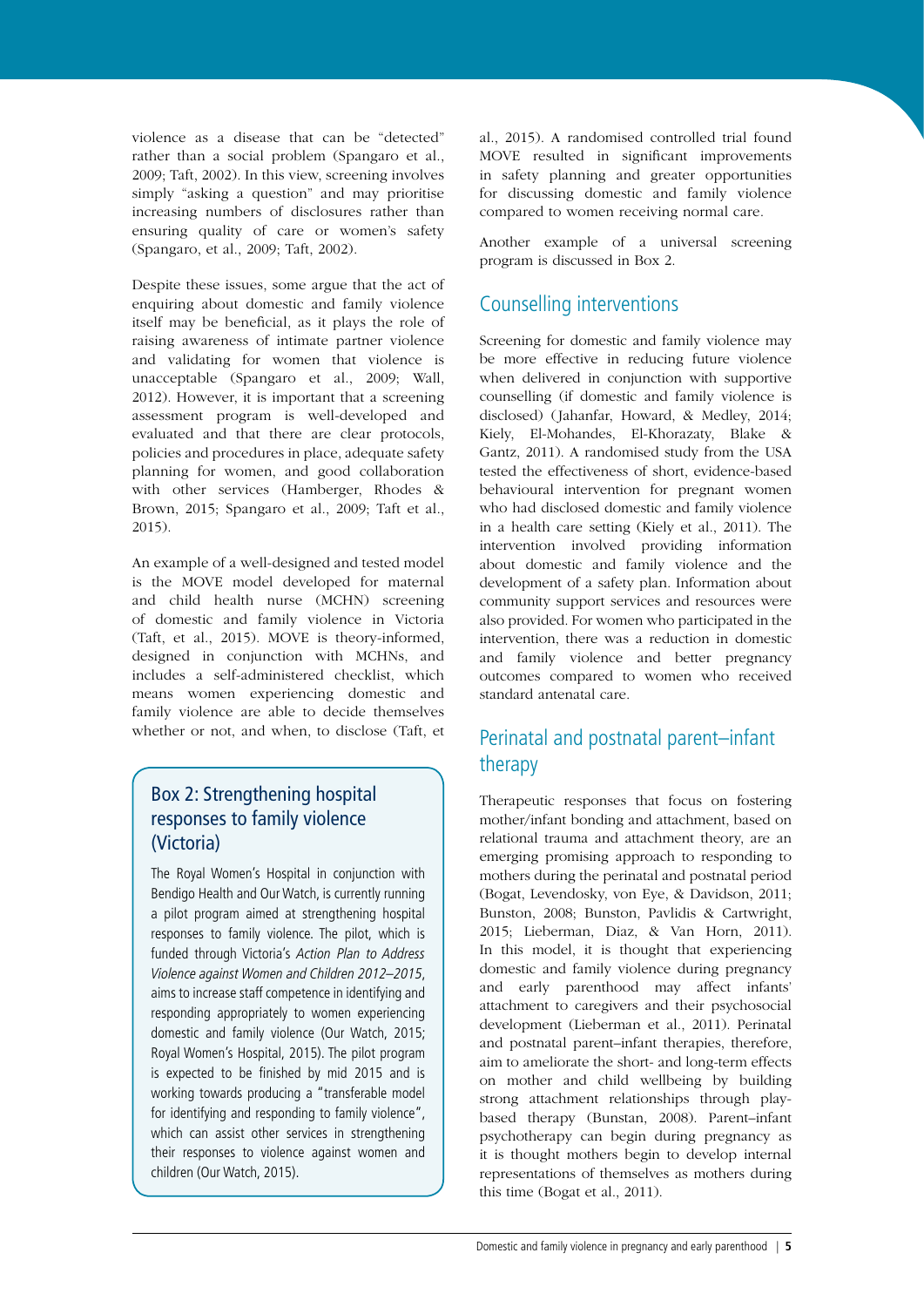violence as a disease that can be "detected" rather than a social problem (Spangaro et al., 2009; Taft, 2002). In this view, screening involves simply "asking a question" and may prioritise increasing numbers of disclosures rather than ensuring quality of care or women's safety (Spangaro, et al., 2009; Taft, 2002).

Despite these issues, some argue that the act of enquiring about domestic and family violence itself may be beneficial, as it plays the role of raising awareness of intimate partner violence and validating for women that violence is unacceptable (Spangaro et al., 2009; Wall, 2012). However, it is important that a screening assessment program is well-developed and evaluated and that there are clear protocols, policies and procedures in place, adequate safety planning for women, and good collaboration with other services (Hamberger, Rhodes & Brown, 2015; Spangaro et al., 2009; Taft et al., 2015).

An example of a well-designed and tested model is the MOVE model developed for maternal and child health nurse (MCHN) screening of domestic and family violence in Victoria (Taft, et al., 2015). MOVE is theory-informed, designed in conjunction with MCHNs, and includes a self-administered checklist, which means women experiencing domestic and family violence are able to decide themselves whether or not, and when, to disclose (Taft, et al., 2015). A randomised controlled trial found MOVE resulted in significant improvements in safety planning and greater opportunities for discussing domestic and family violence compared to women receiving normal care.

Another example of a universal screening program is discussed in Box 2.

### Box 2: Strengthening hospital responses to family violence (Victoria)

The Royal Women's Hospital in conjunction with Bendigo Health and Our Watch, is currently running a pilot program aimed at strengthening hospital responses to family violence. The pilot, which is funded through Victoria's *Action Plan to Address Violence against Women and Children 2012–2015*, aims to increase staff competence in identifying and responding appropriately to women experiencing domestic and family violence (Our Watch, 2015; Royal Women's Hospital, 2015). The pilot program is expected to be finished by mid 2015 and is working towards producing a "transferable model for identifying and responding to family violence", which can assist other services in strengthening their responses to violence against women and children (Our Watch, 2015).

## Counselling interventions

Screening for domestic and family violence may be more effective in reducing future violence when delivered in conjunction with supportive counselling (if domestic and family violence is disclosed) (Jahanfar, Howard, & Medley, 2014; Kiely, El-Mohandes, El-Khorazaty, Blake & Gantz, 2011). A randomised study from the USA tested the effectiveness of short, evidence-based behavioural intervention for pregnant women who had disclosed domestic and family violence in a health care setting (Kiely et al., 2011). The intervention involved providing information about domestic and family violence and the development of a safety plan. Information about community support services and resources were also provided. For women who participated in the intervention, there was a reduction in domestic and family violence and better pregnancy outcomes compared to women who received standard antenatal care.

## Perinatal and postnatal parent–infant therapy

Therapeutic responses that focus on fostering mother/infant bonding and attachment, based on relational trauma and attachment theory, are an emerging promising approach to responding to mothers during the perinatal and postnatal period (Bogat, Levendosky, von Eye, & Davidson, 2011; Bunston, 2008; Bunston, Pavlidis & Cartwright, 2015; Lieberman, Diaz, & Van Horn, 2011). In this model, it is thought that experiencing domestic and family violence during pregnancy and early parenthood may affect infants' attachment to caregivers and their psychosocial development (Lieberman et al., 2011). Perinatal and postnatal parent–infant therapies, therefore, aim to ameliorate the short- and long-term effects on mother and child wellbeing by building strong attachment relationships through play-based therapy (Bunstan, 2008). Parent–infant psychotherapy can begin during pregnancy as it is thought mothers begin to develop internal representations of themselves as mothers during this time (Bogat et al., 2011).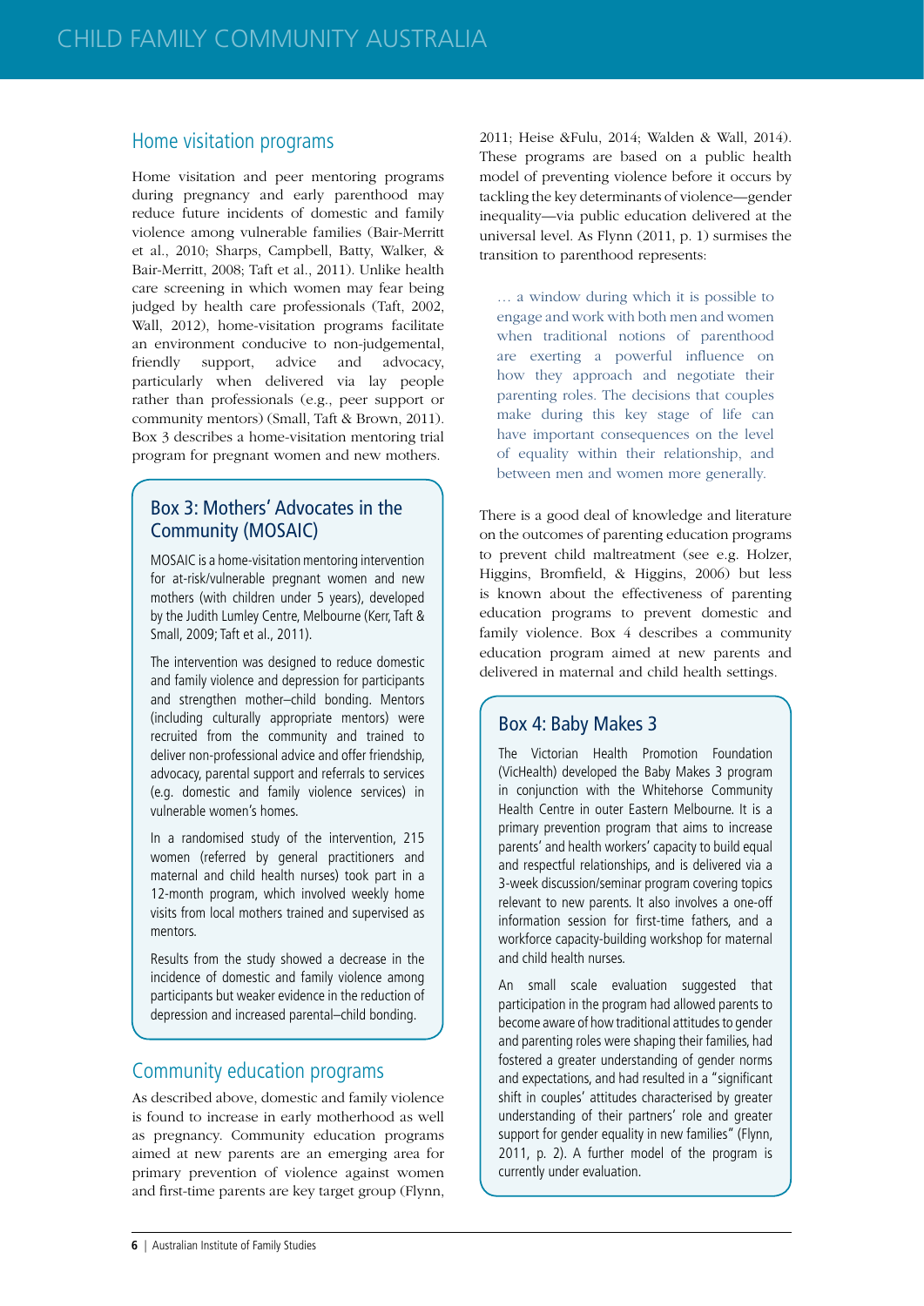## Home visitation programs

Home visitation and peer mentoring programs during pregnancy and early parenthood may reduce future incidents of domestic and family violence among vulnerable families (Bair-Merritt et al., 2010; Sharps, Campbell, Batty, Walker, & Bair-Merritt, 2008; Taft et al., 2011). Unlike health care screening in which women may fear being judged by health care professionals (Taft, 2002, Wall, 2012), home-visitation programs facilitate an environment conducive to non-judgemental, friendly support, advice and advocacy, particularly when delivered via lay people rather than professionals (e.g., peer support or community mentors) (Small, Taft & Brown, 2011). Box 3 describes a home-visitation mentoring trial program for pregnant women and new mothers.

> ### Box 3: Mothers' Advocates in the Community (MOSAIC)
>
> MOSAIC is a home-visitation mentoring intervention for at-risk/vulnerable pregnant women and new mothers (with children under 5 years), developed by the Judith Lumley Centre, Melbourne (Kerr, Taft & Small, 2009; Taft et al., 2011).
>
> The intervention was designed to reduce domestic and family violence and depression for participants and strengthen mother–child bonding. Mentors (including culturally appropriate mentors) were recruited from the community and trained to deliver non-professional advice and offer friendship, advocacy, parental support and referrals to services (e.g. domestic and family violence services) in vulnerable women's homes.
>
> In a randomised study of the intervention, 215 women (referred by general practitioners and maternal and child health nurses) took part in a 12-month program, which involved weekly home visits from local mothers trained and supervised as mentors.
>
> Results from the study showed a decrease in the incidence of domestic and family violence among participants but weaker evidence in the reduction of depression and increased parental–child bonding.

## Community education programs

As described above, domestic and family violence is found to increase in early motherhood as well as pregnancy. Community education programs aimed at new parents are an emerging area for primary prevention of violence against women and first-time parents are key target group (Flynn, 2011; Heise &Fulu, 2014; Walden & Wall, 2014). These programs are based on a public health model of preventing violence before it occurs by tackling the key determinants of violence—gender inequality—via public education delivered at the universal level. As Flynn (2011, p. 1) surmises the transition to parenthood represents:

> … a window during which it is possible to engage and work with both men and women when traditional notions of parenthood are exerting a powerful influence on how they approach and negotiate their parenting roles. The decisions that couples make during this key stage of life can have important consequences on the level of equality within their relationship, and between men and women more generally.

There is a good deal of knowledge and literature on the outcomes of parenting education programs to prevent child maltreatment (see e.g. Holzer, Higgins, Bromfield, & Higgins, 2006) but less is known about the effectiveness of parenting education programs to prevent domestic and family violence. Box 4 describes a community education program aimed at new parents and delivered in maternal and child health settings.

> ### Box 4: Baby Makes 3
>
> The Victorian Health Promotion Foundation (VicHealth) developed the Baby Makes 3 program in conjunction with the Whitehorse Community Health Centre in outer Eastern Melbourne. It is a primary prevention program that aims to increase parents' and health workers' capacity to build equal and respectful relationships, and is delivered via a 3-week discussion/seminar program covering topics relevant to new parents. It also involves a one-off information session for first-time fathers, and a workforce capacity-building workshop for maternal and child health nurses.
>
> An small scale evaluation suggested that participation in the program had allowed parents to become aware of how traditional attitudes to gender and parenting roles were shaping their families, had fostered a greater understanding of gender norms and expectations, and had resulted in a "significant shift in couples' attitudes characterised by greater understanding of their partners' role and greater support for gender equality in new families" (Flynn, 2011, p. 2). A further model of the program is currently under evaluation.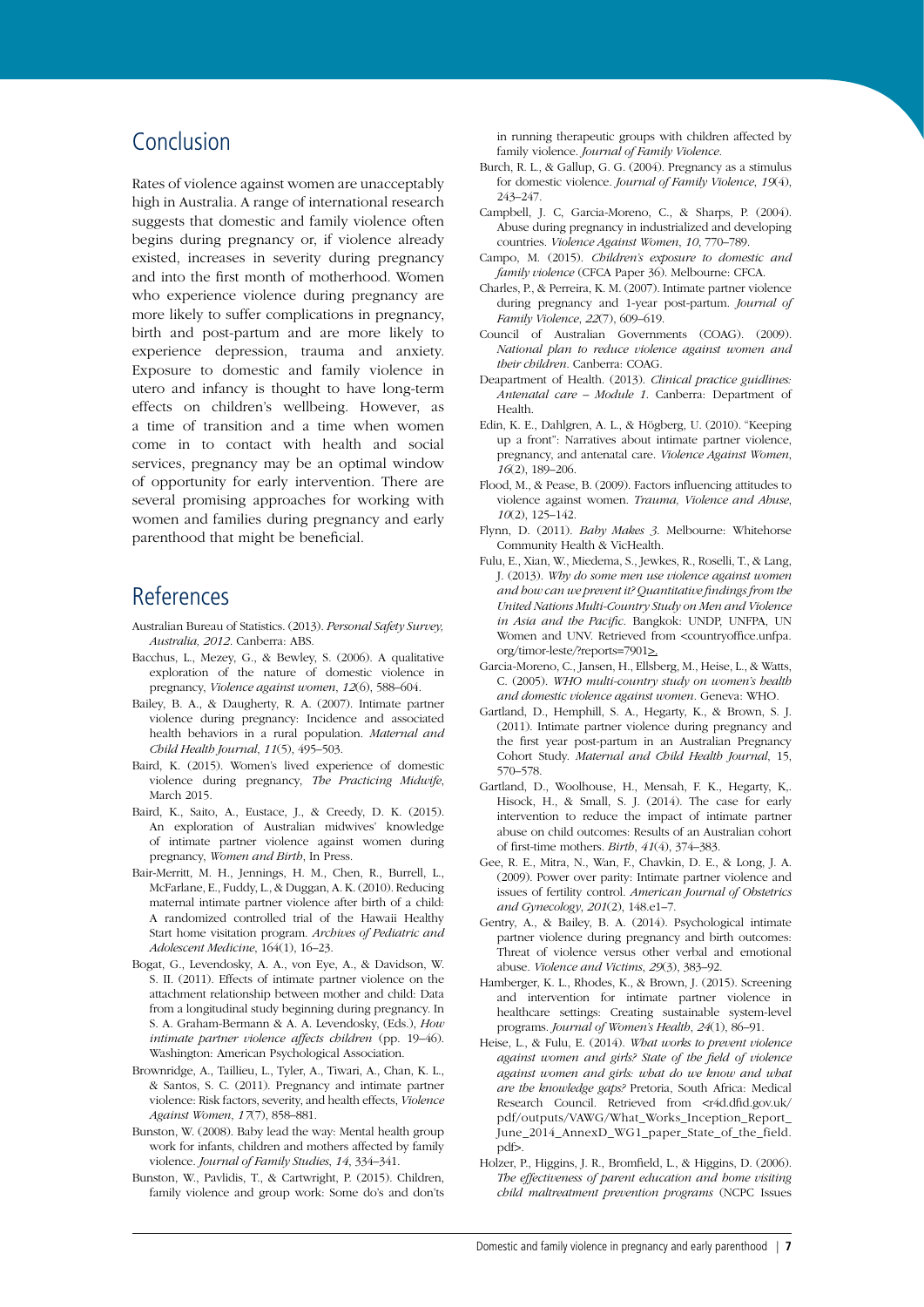## Conclusion

Rates of violence against women are unacceptably high in Australia. A range of international research suggests that domestic and family violence often begins during pregnancy or, if violence already existed, increases in severity during pregnancy and into the first month of motherhood. Women who experience violence during pregnancy are more likely to suffer complications in pregnancy, birth and post-partum and are more likely to experience depression, trauma and anxiety. Exposure to domestic and family violence in utero and infancy is thought to have long-term effects on children's wellbeing. However, as a time of transition and a time when women come in to contact with health and social services, pregnancy may be an optimal window of opportunity for early intervention. There are several promising approaches for working with women and families during pregnancy and early parenthood that might be beneficial.

## References

Australian Bureau of Statistics. (2013). *Personal Safety Survey, Australia, 2012*. Canberra: ABS.

Bacchus, L., Mezey, G., & Bewley, S. (2006). A qualitative exploration of the nature of domestic violence in pregnancy, *Violence against women*, *12*(6), 588–604.

Bailey, B. A., & Daugherty, R. A. (2007). Intimate partner violence during pregnancy: Incidence and associated health behaviors in a rural population. *Maternal and Child Health Journal*, *11*(5), 495–503.

Baird, K. (2015). Women's lived experience of domestic violence during pregnancy, *The Practicing Midwife*, March 2015.

Baird, K., Saito, A., Eustace, J., & Creedy, D. K. (2015). An exploration of Australian midwives' knowledge of intimate partner violence against women during pregnancy, *Women and Birth*, In Press.

Bair-Merritt, M. H., Jennings, H. M., Chen, R., Burrell, L., McFarlane, E., Fuddy, L., & Duggan, A. K. (2010). Reducing maternal intimate partner violence after birth of a child: A randomized controlled trial of the Hawaii Healthy Start home visitation program. *Archives of Pediatric and Adolescent Medicine*, 164(1), 16–23.

Bogat, G., Levendosky, A. A., von Eye, A., & Davidson, W. S. II. (2011). Effects of intimate partner violence on the attachment relationship between mother and child: Data from a longitudinal study beginning during pregnancy. In S. A. Graham-Bermann & A. A. Levendosky, (Eds.), *How intimate partner violence affects children* (pp. 19–46). Washington: American Psychological Association.

Brownridge, A., Taillieu, L., Tyler, A., Tiwari, A., Chan, K. L., & Santos, S. C. (2011). Pregnancy and intimate partner violence: Risk factors, severity, and health effects, *Violence Against Women*, *17*(7), 858–881.

Bunston, W. (2008). Baby lead the way: Mental health group work for infants, children and mothers affected by family violence. *Journal of Family Studies*, *14*, 334–341.

Bunston, W., Pavlidis, T., & Cartwright, P. (2015). Children, family violence and group work: Some do's and don'ts in running therapeutic groups with children affected by family violence. *Journal of Family Violence.*

Burch, R. L., & Gallup, G. G. (2004). Pregnancy as a stimulus for domestic violence. *Journal of Family Violence*, *19*(4), 243–247.

Campbell, J. C, Garcia-Moreno, C., & Sharps, P. (2004). Abuse during pregnancy in industrialized and developing countries. *Violence Against Women*, *10*, 770–789.

Campo, M. (2015). *Children's exposure to domestic and family violence* (CFCA Paper 36). Melbourne: CFCA.

Charles, P., & Perreira, K. M. (2007). Intimate partner violence during pregnancy and 1-year post-partum. *Journal of Family Violence*, *22*(7), 609–619.

Council of Australian Governments (COAG). (2009). *National plan to reduce violence against women and their children*. Canberra: COAG.

Deapartment of Health. (2013). *Clinical practice guidlines: Antenatal care – Module 1*. Canberra: Department of Health.

Edin, K. E., Dahlgren, A. L., & Högberg, U. (2010). "Keeping up a front": Narratives about intimate partner violence, pregnancy, and antenatal care. *Violence Against Women*, *16*(2), 189–206.

Flood, M., & Pease, B. (2009). Factors influencing attitudes to violence against women. *Trauma, Violence and Abuse*, *10*(2), 125–142.

Flynn, D. (2011). *Baby Makes 3*. Melbourne: Whitehorse Community Health & VicHealth.

Fulu, E., Xian, W., Miedema, S., Jewkes, R., Roselli, T., & Lang, J. (2013). *Why do some men use violence against women and how can we prevent it? Quantitative findings from the United Nations Multi-Country Study on Men and Violence in Asia and the Pacific*. Bangkok: UNDP, UNFPA, UN Women and UNV. Retrieved from <countryoffice.unfpa.org/timor-leste/?reports=7901>.

Garcia-Moreno, C., Jansen, H., Ellsberg, M., Heise, L., & Watts, C. (2005). *WHO multi-country study on women's health and domestic violence against women*. Geneva: WHO.

Gartland, D., Hemphill, S. A., Hegarty, K., & Brown, S. J. (2011). Intimate partner violence during pregnancy and the first year post-partum in an Australian Pregnancy Cohort Study. *Maternal and Child Health Journal*, 15, 570–578.

Gartland, D., Woolhouse, H., Mensah, F. K., Hegarty, K,. Hisock, H., & Small, S. J. (2014). The case for early intervention to reduce the impact of intimate partner abuse on child outcomes: Results of an Australian cohort of first-time mothers. *Birth*, *41*(4), 374–383.

Gee, R. E., Mitra, N., Wan, F., Chavkin, D. E., & Long, J. A. (2009). Power over parity: Intimate partner violence and issues of fertility control. *American Journal of Obstetrics and Gynecology*, *201*(2), 148.e1–7.

Gentry, A., & Bailey, B. A. (2014). Psychological intimate partner violence during pregnancy and birth outcomes: Threat of violence versus other verbal and emotional abuse. *Violence and Victims*, *29*(3), 383–92.

Hamberger, K. L., Rhodes, K., & Brown, J. (2015). Screening and intervention for intimate partner violence in healthcare settings: Creating sustainable system-level programs. *Journal of Women's Health*, *24*(1), 86–91.

Heise, L., & Fulu, E. (2014). *What works to prevent violence against women and girls? State of the field of violence against women and girls: what do we know and what are the knowledge gaps?* Pretoria, South Africa: Medical Research Council. Retrieved from <r4d.dfid.gov.uk/pdf/outputs/VAWG/What_Works_Inception_Report_June_2014_AnnexD_WG1_paper_State_of_the_field.pdf>.

Holzer, P., Higgins, J. R., Bromfield, L., & Higgins, D. (2006). *The effectiveness of parent education and home visiting child maltreatment prevention programs* (NCPC Issues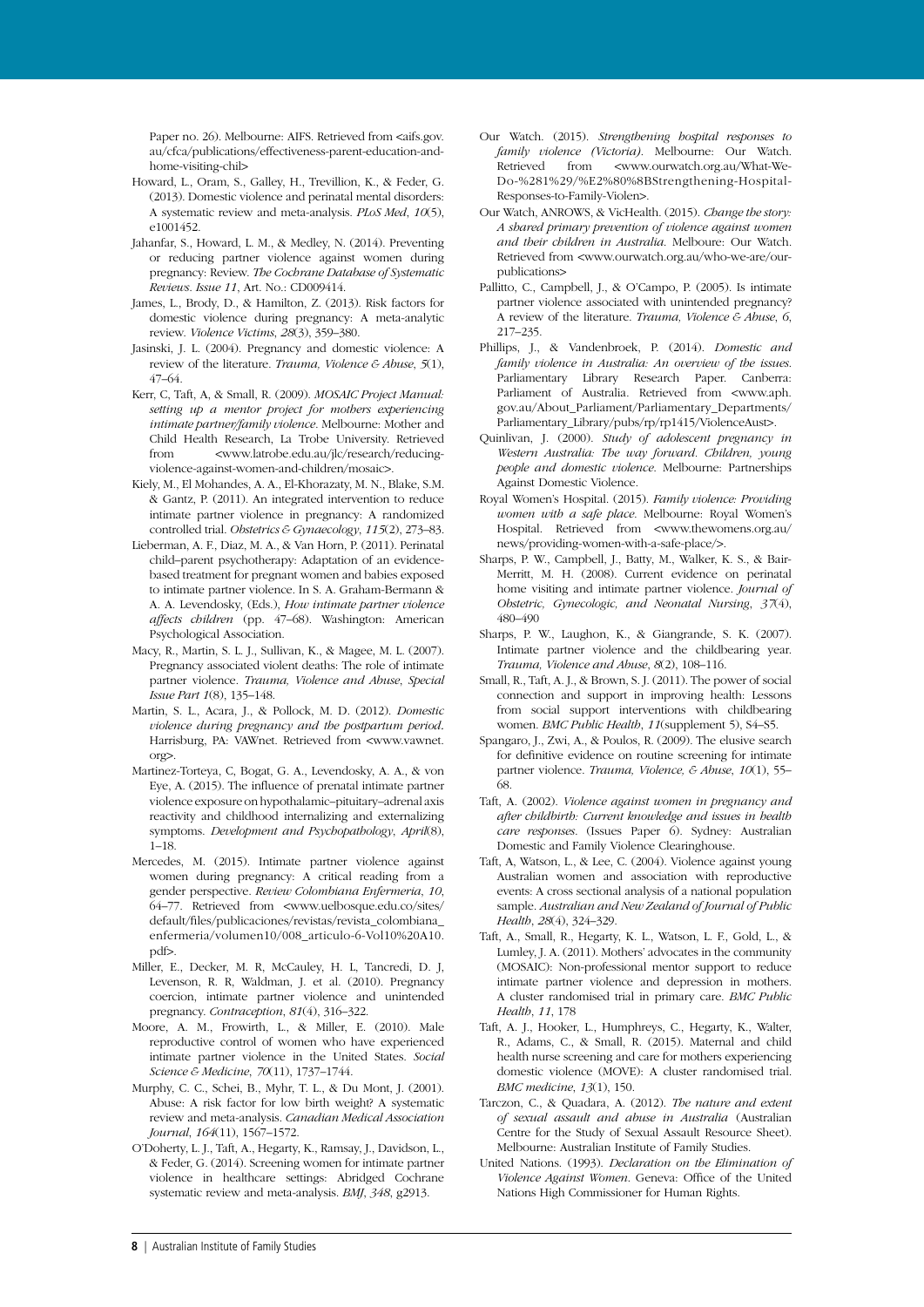Paper no. 26). Melbourne: AIFS. Retrieved from <aifs.gov.au/cfca/publications/effectiveness-parent-education-and-home-visiting-chil>

Howard, L., Oram, S., Galley, H., Trevillion, K., & Feder, G. (2013). Domestic violence and perinatal mental disorders: A systematic review and meta-analysis. *PLoS Med*, *10*(5), e1001452.

Jahanfar, S., Howard, L. M., & Medley, N. (2014). Preventing or reducing partner violence against women during pregnancy: Review. *The Cochrane Database of Systematic Reviews*. *Issue 11*, Art. No.: CD009414.

James, L., Brody, D., & Hamilton, Z. (2013). Risk factors for domestic violence during pregnancy: A meta-analytic review. *Violence Victims*, *28*(3), 359–380.

Jasinski, J. L. (2004). Pregnancy and domestic violence: A review of the literature. *Trauma, Violence & Abuse*, *5*(1), 47–64.

Kerr, C, Taft, A, & Small, R. (2009). *MOSAIC Project Manual: setting up a mentor project for mothers experiencing intimate partner/family violence*. Melbourne: Mother and Child Health Research, La Trobe University. Retrieved from <www.latrobe.edu.au/jlc/research/reducing-violence-against-women-and-children/mosaic>.

Kiely, M., El Mohandes, A. A., El-Khorazaty, M. N., Blake, S.M. & Gantz, P. (2011). An integrated intervention to reduce intimate partner violence in pregnancy: A randomized controlled trial. *Obstetrics & Gynaecology*, *115*(2), 273–83.

Lieberman, A. F., Diaz, M. A., & Van Horn, P. (2011). Perinatal child–parent psychotherapy: Adaptation of an evidence-based treatment for pregnant women and babies exposed to intimate partner violence. In S. A. Graham-Bermann & A. A. Levendosky, (Eds.), *How intimate partner violence affects children* (pp. 47–68). Washington: American Psychological Association.

Macy, R., Martin, S. L. J., Sullivan, K., & Magee, M. L. (2007). Pregnancy associated violent deaths: The role of intimate partner violence. *Trauma, Violence and Abuse*, *Special Issue Part 1*(8), 135–148.

Martin, S. L., Acara, J., & Pollock, M. D. (2012). *Domestic violence during pregnancy and the postpartum period*. Harrisburg, PA: VAWnet. Retrieved from <www.vawnet.org>.

Martinez-Torteya, C, Bogat, G. A., Levendosky, A. A., & von Eye, A. (2015). The influence of prenatal intimate partner violence exposure on hypothalamic–pituitary–adrenal axis reactivity and childhood internalizing and externalizing symptoms. *Development and Psychopathology*, *April*(8), 1–18.

Mercedes, M. (2015). Intimate partner violence against women during pregnancy: A critical reading from a gender perspective. *Review Colombiana Enfermeria*, *10*, 64–77. Retrieved from <www.uelbosque.edu.co/sites/default/files/publicaciones/revistas/revista_colombiana_enfermeria/volumen10/008_articulo-6-Vol10%20A10.pdf>.

Miller, E., Decker, M. R, McCauley, H. L, Tancredi, D. J, Levenson, R. R, Waldman, J. et al. (2010). Pregnancy coercion, intimate partner violence and unintended pregnancy. *Contraception*, *81*(4), 316–322.

Moore, A. M., Frowirth, L., & Miller, E. (2010). Male reproductive control of women who have experienced intimate partner violence in the United States. *Social Science & Medicine*, *70*(11), 1737–1744.

Murphy, C. C., Schei, B., Myhr, T. L., & Du Mont, J. (2001). Abuse: A risk factor for low birth weight? A systematic review and meta-analysis. *Canadian Medical Association Journal*, *164*(11), 1567–1572.

O'Doherty, L. J., Taft, A., Hegarty, K., Ramsay, J., Davidson, L., & Feder, G. (2014). Screening women for intimate partner violence in healthcare settings: Abridged Cochrane systematic review and meta-analysis. *BMJ*, *348*, g2913.

Our Watch. (2015). *Strengthening hospital responses to family violence (Victoria)*. Melbourne: Our Watch. Retrieved from <www.ourwatch.org.au/What-We-Do-%281%29/%E2%80%8BStrengthening-Hospital-Responses-to-Family-Violen>.

Our Watch, ANROWS, & VicHealth. (2015). *Change the story: A shared primary prevention of violence against women and their children in Australia*. Melboure: Our Watch. Retrieved from <www.ourwatch.org.au/who-we-are/our-publications>

Pallitto, C., Campbell, J., & O'Campo, P. (2005). Is intimate partner violence associated with unintended pregnancy? A review of the literature. *Trauma, Violence & Abuse*, *6*, 217–235.

Phillips, J., & Vandenbroek, P. (2014). *Domestic and family violence in Australia: An overview of the issues*. Parliamentary Library Research Paper. Canberra: Parliament of Australia. Retrieved from <www.aph.gov.au/About_Parliament/Parliamentary_Departments/Parliamentary_Library/pubs/rp/rp1415/ViolenceAust>.

Quinlivan, J. (2000). *Study of adolescent pregnancy in Western Australia: The way forward. Children, young people and domestic violence*. Melbourne: Partnerships Against Domestic Violence.

Royal Women's Hospital. (2015). *Family violence: Providing women with a safe place*. Melbourne: Royal Women's Hospital. Retrieved from <www.thewomens.org.au/news/providing-women-with-a-safe-place/>.

Sharps, P. W., Campbell, J., Batty, M., Walker, K. S., & Bair-Merritt, M. H. (2008). Current evidence on perinatal home visiting and intimate partner violence. *Journal of Obstetric, Gynecologic, and Neonatal Nursing*, *37*(4), 480–490

Sharps, P. W., Laughon, K., & Giangrande, S. K. (2007). Intimate partner violence and the childbearing year. *Trauma, Violence and Abuse*, *8*(2), 108–116.

Small, R., Taft, A. J., & Brown, S. J. (2011). The power of social connection and support in improving health: Lessons from social support interventions with childbearing women. *BMC Public Health*, *11*(supplement 5), S4–S5.

Spangaro, J., Zwi, A., & Poulos, R. (2009). The elusive search for definitive evidence on routine screening for intimate partner violence. *Trauma, Violence, & Abuse*, *10*(1), 55–68.

Taft, A. (2002). *Violence against women in pregnancy and after childbirth: Current knowledge and issues in health care responses*. (Issues Paper 6). Sydney: Australian Domestic and Family Violence Clearinghouse.

Taft, A, Watson, L., & Lee, C. (2004). Violence against young Australian women and association with reproductive events: A cross sectional analysis of a national population sample. *Australian and New Zealand of Journal of Public Health*, *28*(4), 324–329.

Taft, A., Small, R., Hegarty, K. L., Watson, L. F., Gold, L., & Lumley, J. A. (2011). Mothers' advocates in the community (MOSAIC): Non-professional mentor support to reduce intimate partner violence and depression in mothers. A cluster randomised trial in primary care. *BMC Public Health*, *11*, 178

Taft, A. J., Hooker, L., Humphreys, C., Hegarty, K., Walter, R., Adams, C., & Small, R. (2015). Maternal and child health nurse screening and care for mothers experiencing domestic violence (MOVE): A cluster randomised trial. *BMC medicine*, *13*(1), 150.

Tarczon, C., & Quadara, A. (2012). *The nature and extent of sexual assault and abuse in Australia* (Australian Centre for the Study of Sexual Assault Resource Sheet). Melbourne: Australian Institute of Family Studies.

United Nations. (1993). *Declaration on the Elimination of Violence Against Women*. Geneva: Office of the United Nations High Commissioner for Human Rights.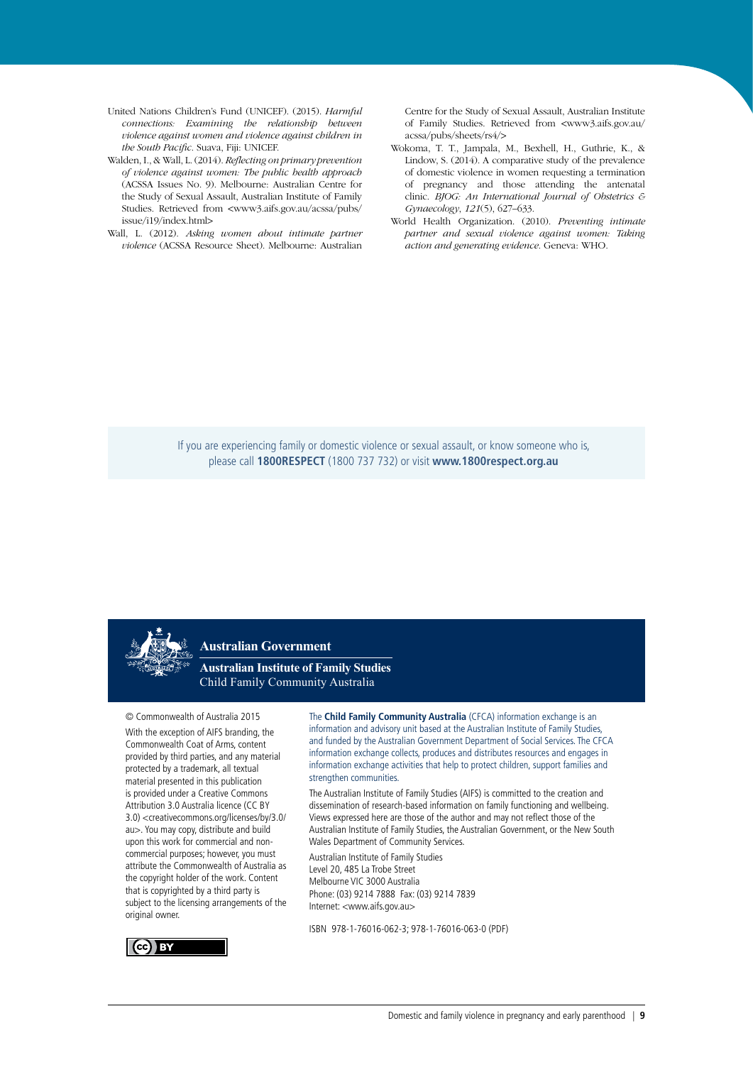United Nations Children's Fund (UNICEF). (2015). *Harmful connections: Examining the relationship between violence against women and violence against children in the South Pacific*. Suava, Fiji: UNICEF.

Walden, I., & Wall, L. (2014). *Reflecting on primary prevention of violence against women: The public health approach* (ACSSA Issues No. 9). Melbourne: Australian Centre for the Study of Sexual Assault, Australian Institute of Family Studies. Retrieved from <www3.aifs.gov.au/acssa/pubs/issue/i19/index.html>

Wall, L. (2012). *Asking women about intimate partner violence* (ACSSA Resource Sheet). Melbourne: Australian Centre for the Study of Sexual Assault, Australian Institute of Family Studies. Retrieved from <www3.aifs.gov.au/acssa/pubs/sheets/rs4/>

Wokoma, T. T., Jampala, M., Bexhell, H., Guthrie, K., & Lindow, S. (2014). A comparative study of the prevalence of domestic violence in women requesting a termination of pregnancy and those attending the antenatal clinic. *BJOG: An International Journal of Obstetrics & Gynaecology*, *121*(5), 627–633.

World Health Organization. (2010). *Preventing intimate partner and sexual violence against women: Taking action and generating evidence*. Geneva: WHO.

If you are experiencing family or domestic violence or sexual assault, or know someone who is, please call **1800RESPECT** (1800 737 732) or visit **www.1800respect.org.au**

**Australian Government**

**Australian Institute of Family Studies**
Child Family Community Australia

© Commonwealth of Australia 2015

With the exception of AIFS branding, the Commonwealth Coat of Arms, content provided by third parties, and any material protected by a trademark, all textual material presented in this publication is provided under a Creative Commons Attribution 3.0 Australia licence (CC BY 3.0) <creativecommons.org/licenses/by/3.0/au>. You may copy, distribute and build upon this work for commercial and non-commercial purposes; however, you must attribute the Commonwealth of Australia as the copyright holder of the work. Content that is copyrighted by a third party is subject to the licensing arrangements of the original owner.

The **Child Family Community Australia** (CFCA) information exchange is an information and advisory unit based at the Australian Institute of Family Studies, and funded by the Australian Government Department of Social Services. The CFCA information exchange collects, produces and distributes resources and engages in information exchange activities that help to protect children, support families and strengthen communities.

The Australian Institute of Family Studies (AIFS) is committed to the creation and dissemination of research-based information on family functioning and wellbeing. Views expressed here are those of the author and may not reflect those of the Australian Institute of Family Studies, the Australian Government, or the New South Wales Department of Community Services.

Australian Institute of Family Studies
Level 20, 485 La Trobe Street
Melbourne VIC 3000 Australia
Phone: (03) 9214 7888 Fax: (03) 9214 7839
Internet: <www.aifs.gov.au>

ISBN 978-1-76016-062-3; 978-1-76016-063-0 (PDF)